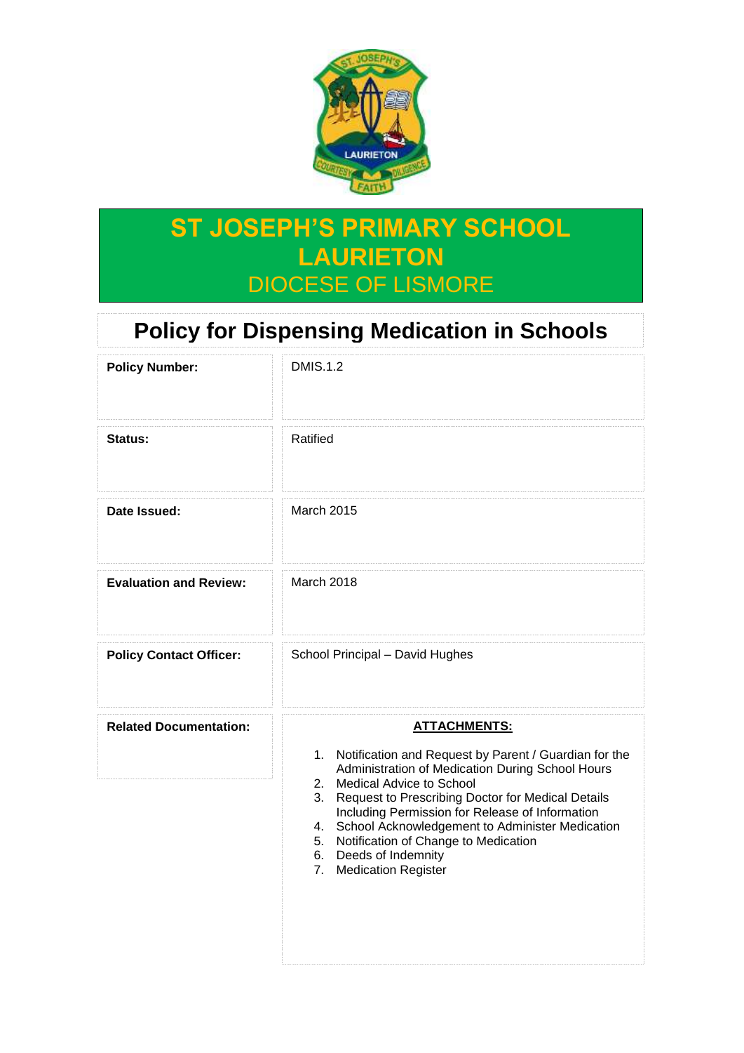# ST JOSEPH'S PRIMARY SCHOOL LAURIETON

DIOCESE OF LISMORE

## Policy for Dispensing Medication in Schools

| | |
|---|---|
| **Policy Number:** | DMIS.1.2 |
| **Status:** | Ratified |
| **Date Issued:** | March 2015 |
| **Evaluation and Review:** | March 2018 |
| **Policy Contact Officer:** | School Principal – David Hughes |
| **Related Documentation:** | **ATTACHMENTS:**<br>1. Notification and Request by Parent / Guardian for the Administration of Medication During School Hours<br>2. Medical Advice to School<br>3. Request to Prescribing Doctor for Medical Details Including Permission for Release of Information<br>4. School Acknowledgement to Administer Medication<br>5. Notification of Change to Medication<br>6. Deeds of Indemnity<br>7. Medication Register |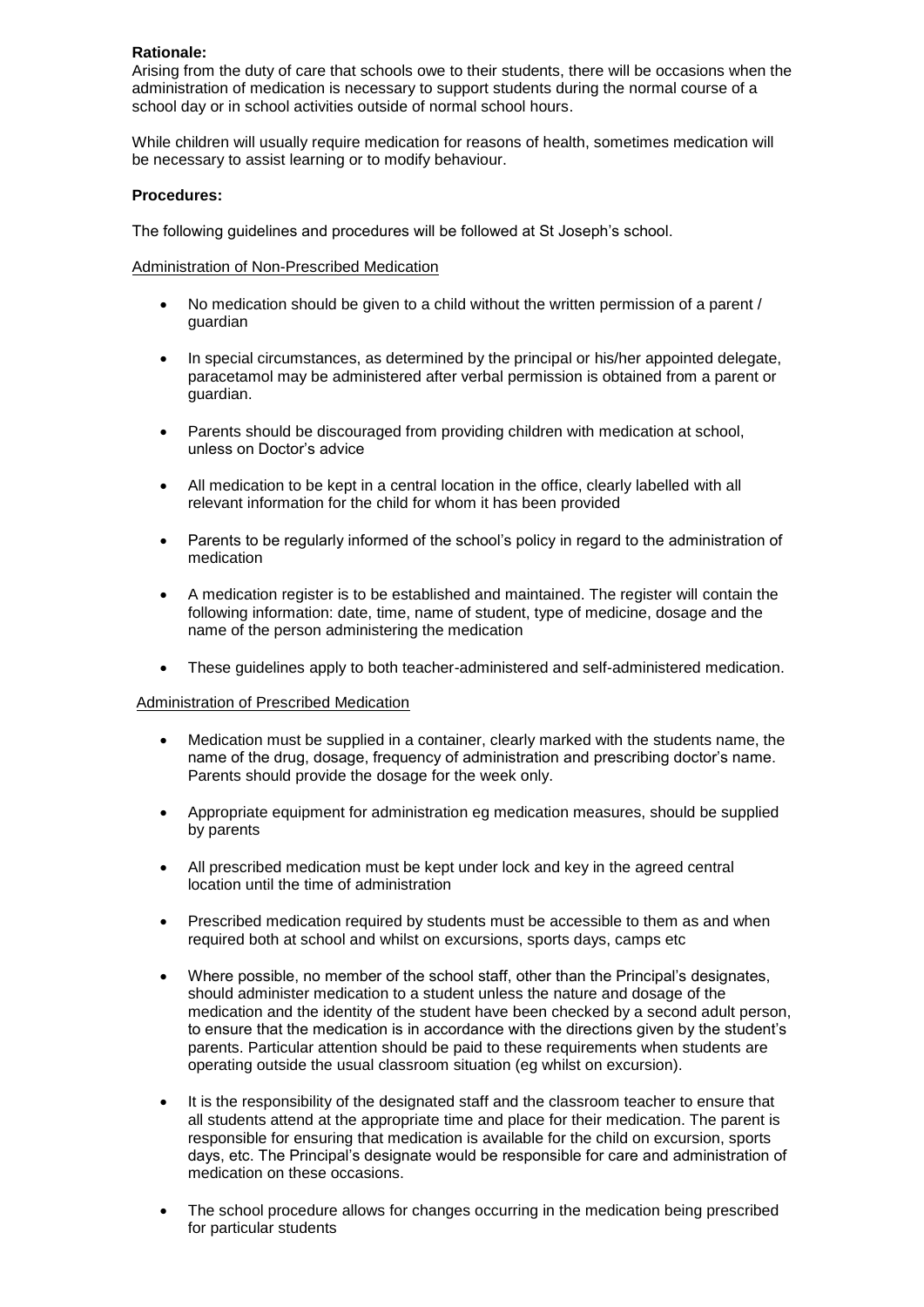**Rationale:**

Arising from the duty of care that schools owe to their students, there will be occasions when the administration of medication is necessary to support students during the normal course of a school day or in school activities outside of normal school hours.

While children will usually require medication for reasons of health, sometimes medication will be necessary to assist learning or to modify behaviour.

**Procedures:**

The following guidelines and procedures will be followed at St Joseph's school.

Administration of Non-Prescribed Medication

- No medication should be given to a child without the written permission of a parent / guardian
- In special circumstances, as determined by the principal or his/her appointed delegate, paracetamol may be administered after verbal permission is obtained from a parent or guardian.
- Parents should be discouraged from providing children with medication at school, unless on Doctor's advice
- All medication to be kept in a central location in the office, clearly labelled with all relevant information for the child for whom it has been provided
- Parents to be regularly informed of the school's policy in regard to the administration of medication
- A medication register is to be established and maintained. The register will contain the following information: date, time, name of student, type of medicine, dosage and the name of the person administering the medication
- These guidelines apply to both teacher-administered and self-administered medication.

Administration of Prescribed Medication

- Medication must be supplied in a container, clearly marked with the students name, the name of the drug, dosage, frequency of administration and prescribing doctor's name. Parents should provide the dosage for the week only.
- Appropriate equipment for administration eg medication measures, should be supplied by parents
- All prescribed medication must be kept under lock and key in the agreed central location until the time of administration
- Prescribed medication required by students must be accessible to them as and when required both at school and whilst on excursions, sports days, camps etc
- Where possible, no member of the school staff, other than the Principal's designates, should administer medication to a student unless the nature and dosage of the medication and the identity of the student have been checked by a second adult person, to ensure that the medication is in accordance with the directions given by the student's parents. Particular attention should be paid to these requirements when students are operating outside the usual classroom situation (eg whilst on excursion).
- It is the responsibility of the designated staff and the classroom teacher to ensure that all students attend at the appropriate time and place for their medication. The parent is responsible for ensuring that medication is available for the child on excursion, sports days, etc. The Principal's designate would be responsible for care and administration of medication on these occasions.
- The school procedure allows for changes occurring in the medication being prescribed for particular students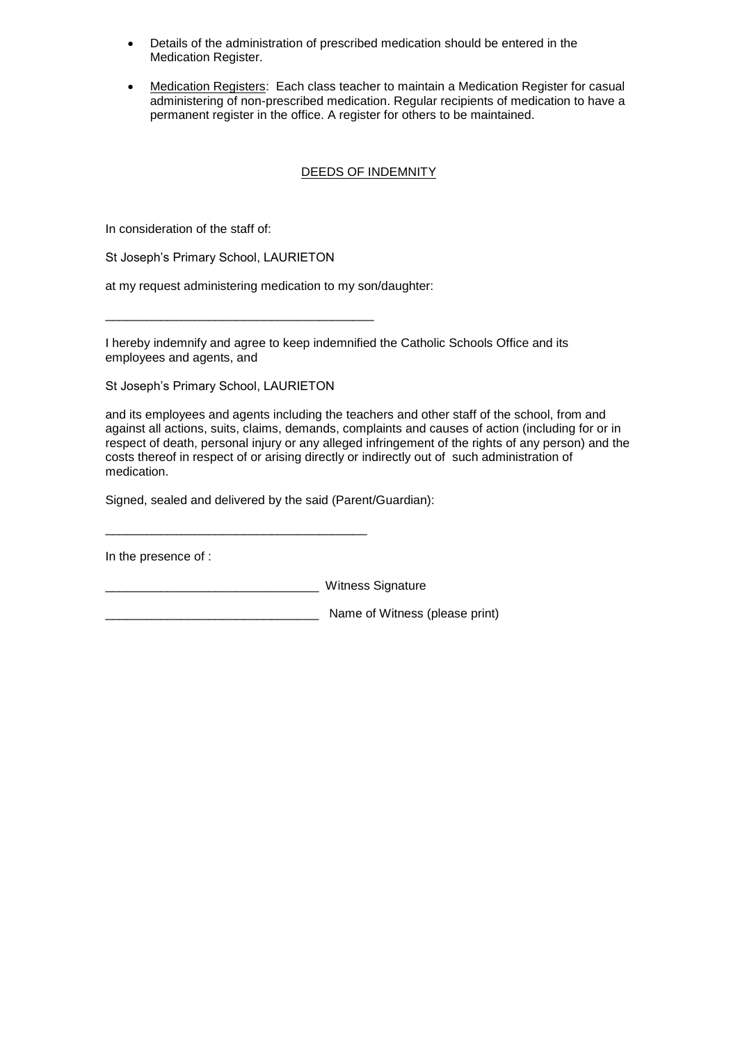- Details of the administration of prescribed medication should be entered in the Medication Register.
- Medication Registers: Each class teacher to maintain a Medication Register for casual administering of non-prescribed medication. Regular recipients of medication to have a permanent register in the office. A register for others to be maintained.

## DEEDS OF INDEMNITY

In consideration of the staff of:

St Joseph's Primary School, LAURIETON

at my request administering medication to my son/daughter:

_______________________________________

I hereby indemnify and agree to keep indemnified the Catholic Schools Office and its employees and agents, and

St Joseph's Primary School, LAURIETON

and its employees and agents including the teachers and other staff of the school, from and against all actions, suits, claims, demands, complaints and causes of action (including for or in respect of death, personal injury or any alleged infringement of the rights of any person) and the costs thereof in respect of or arising directly or indirectly out of such administration of medication.

Signed, sealed and delivered by the said (Parent/Guardian):

_______________________________________

In the presence of :

_______________________________ Witness Signature

_______________________________ Name of Witness (please print)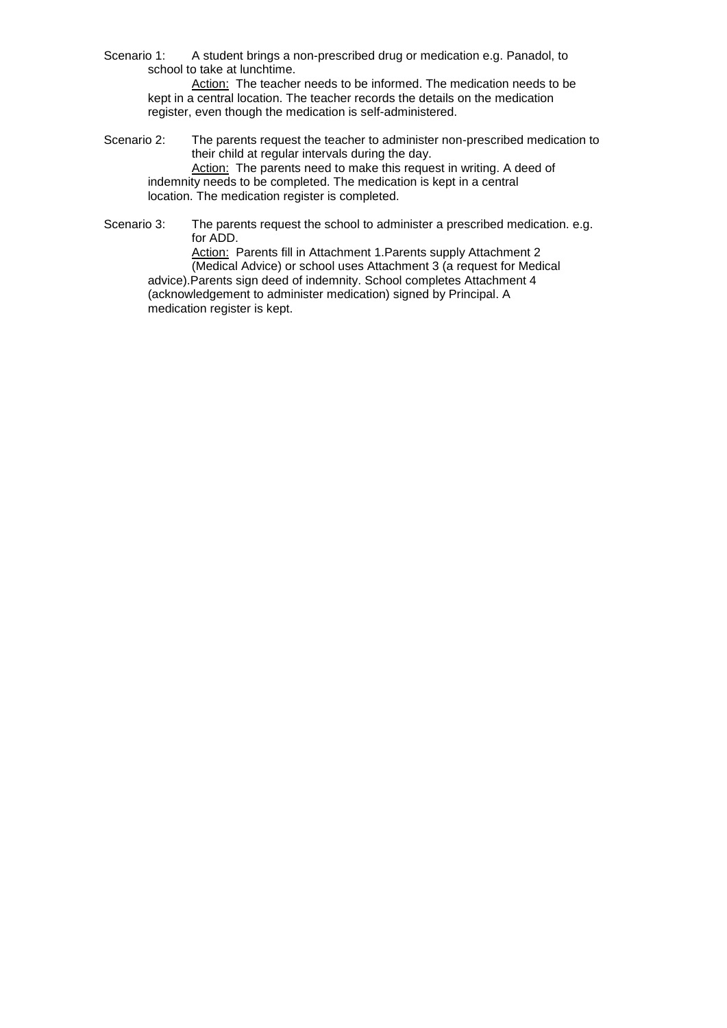Scenario 1: A student brings a non-prescribed drug or medication e.g. Panadol, to school to take at lunchtime.

<u>Action:</u> The teacher needs to be informed. The medication needs to be kept in a central location. The teacher records the details on the medication register, even though the medication is self-administered.

Scenario 2: The parents request the teacher to administer non-prescribed medication to their child at regular intervals during the day.

<u>Action:</u> The parents need to make this request in writing. A deed of indemnity needs to be completed. The medication is kept in a central location. The medication register is completed.

Scenario 3: The parents request the school to administer a prescribed medication. e.g. for ADD.

<u>Action:</u> Parents fill in Attachment 1.Parents supply Attachment 2 (Medical Advice) or school uses Attachment 3 (a request for Medical advice).Parents sign deed of indemnity. School completes Attachment 4 (acknowledgement to administer medication) signed by Principal. A medication register is kept.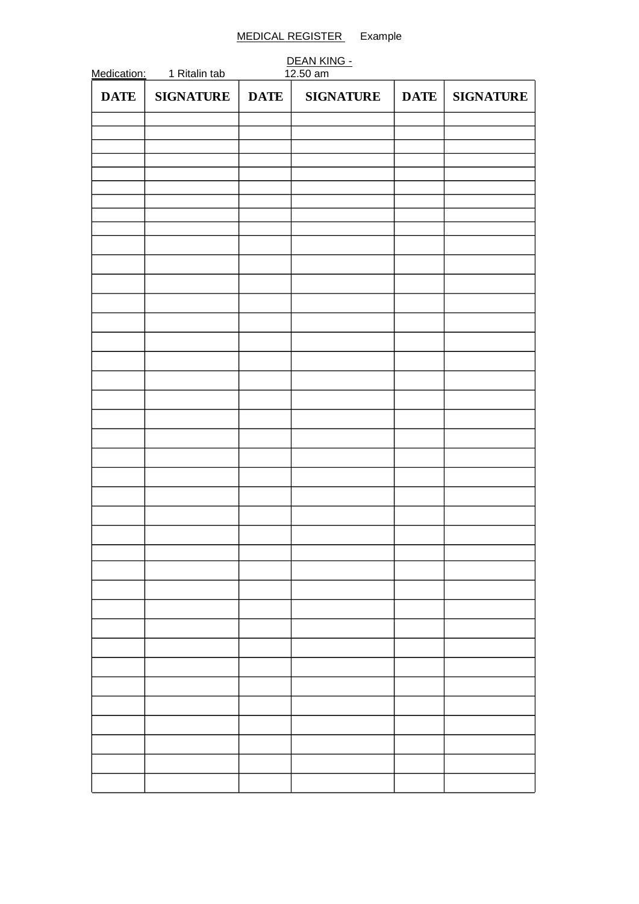MEDICAL REGISTER Example

DEAN KING -

Medication: 1 Ritalin tab 12.50 am

| DATE | SIGNATURE | DATE | SIGNATURE | DATE | SIGNATURE |
|---|---|---|---|---|---|
| | | | | | |
| | | | | | |
| | | | | | |
| | | | | | |
| | | | | | |
| | | | | | |
| | | | | | |
| | | | | | |
| | | | | | |
| | | | | | |
| | | | | | |
| | | | | | |
| | | | | | |
| | | | | | |
| | | | | | |
| | | | | | |
| | | | | | |
| | | | | | |
| | | | | | |
| | | | | | |
| | | | | | |
| | | | | | |
| | | | | | |
| | | | | | |
| | | | | | |
| | | | | | |
| | | | | | |
| | | | | | |
| | | | | | |
| | | | | | |
| | | | | | |
| | | | | | |
| | | | | | |
| | | | | | |
| | | | | | |
| | | | | | |
| | | | | | |
| | | | | | |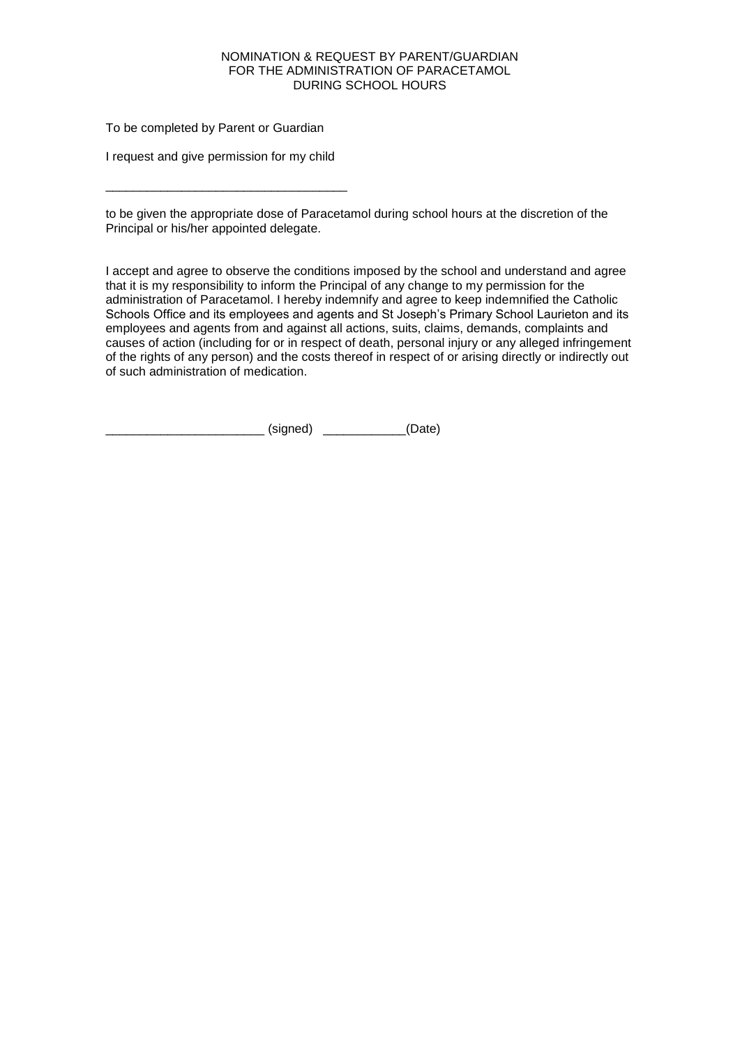NOMINATION & REQUEST BY PARENT/GUARDIAN
FOR THE ADMINISTRATION OF PARACETAMOL
DURING SCHOOL HOURS

To be completed by Parent or Guardian

I request and give permission for my child

___________________________________

to be given the appropriate dose of Paracetamol during school hours at the discretion of the Principal or his/her appointed delegate.

I accept and agree to observe the conditions imposed by the school and understand and agree that it is my responsibility to inform the Principal of any change to my permission for the administration of Paracetamol. I hereby indemnify and agree to keep indemnified the Catholic Schools Office and its employees and agents and St Joseph's Primary School Laurieton and its employees and agents from and against all actions, suits, claims, demands, complaints and causes of action (including for or in respect of death, personal injury or any alleged infringement of the rights of any person) and the costs thereof in respect of or arising directly or indirectly out of such administration of medication.

_______________________ (signed) ____________(Date)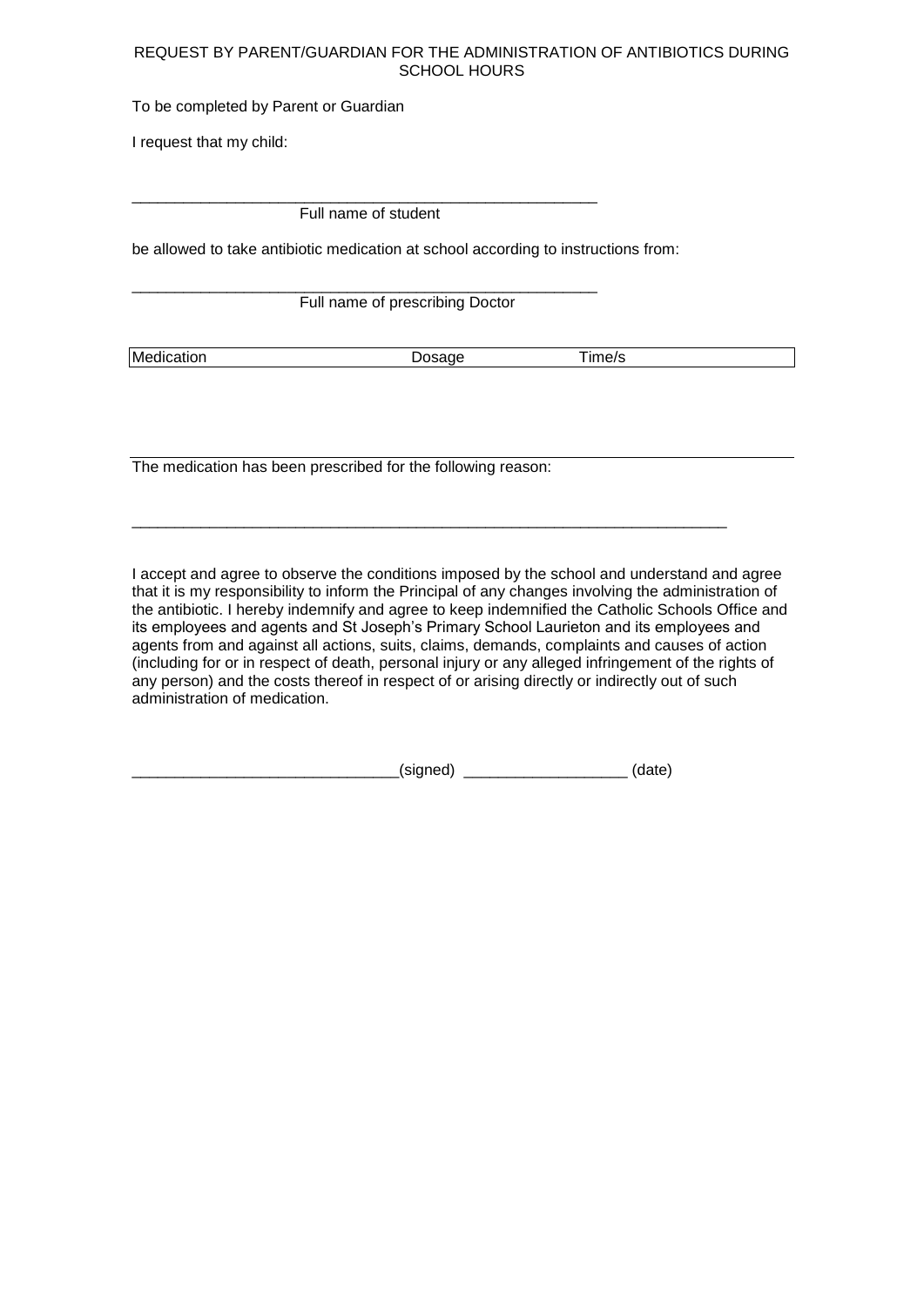REQUEST BY PARENT/GUARDIAN FOR THE ADMINISTRATION OF ANTIBIOTICS DURING SCHOOL HOURS

To be completed by Parent or Guardian

I request that my child:

\_\_\_\_\_\_\_\_\_\_\_\_\_\_\_\_\_\_\_\_\_\_\_\_\_\_\_\_\_\_\_\_\_\_\_\_\_\_\_\_\_\_\_\_\_\_\_\_\_\_\_\_\_\_\_\_

Full name of student

be allowed to take antibiotic medication at school according to instructions from:

\_\_\_\_\_\_\_\_\_\_\_\_\_\_\_\_\_\_\_\_\_\_\_\_\_\_\_\_\_\_\_\_\_\_\_\_\_\_\_\_\_\_\_\_\_\_\_\_\_\_\_\_\_\_\_\_

Full name of prescribing Doctor

| Medication | Dosage | Time/s |
|---|---|---|
| | | |

The medication has been prescribed for the following reason:

\_\_\_\_\_\_\_\_\_\_\_\_\_\_\_\_\_\_\_\_\_\_\_\_\_\_\_\_\_\_\_\_\_\_\_\_\_\_\_\_\_\_\_\_\_\_\_\_\_\_\_\_\_\_\_\_\_\_\_\_\_\_\_\_\_\_\_\_\_\_\_\_\_\_

I accept and agree to observe the conditions imposed by the school and understand and agree that it is my responsibility to inform the Principal of any changes involving the administration of the antibiotic. I hereby indemnify and agree to keep indemnified the Catholic Schools Office and its employees and agents and St Joseph's Primary School Laurieton and its employees and agents from and against all actions, suits, claims, demands, complaints and causes of action (including for or in respect of death, personal injury or any alleged infringement of the rights of any person) and the costs thereof in respect of or arising directly or indirectly out of such administration of medication.

\_\_\_\_\_\_\_\_\_\_\_\_\_\_\_\_\_\_\_\_\_\_\_\_\_\_\_\_\_\_\_\_(signed) \_\_\_\_\_\_\_\_\_\_\_\_\_\_\_\_\_\_\_\_ (date)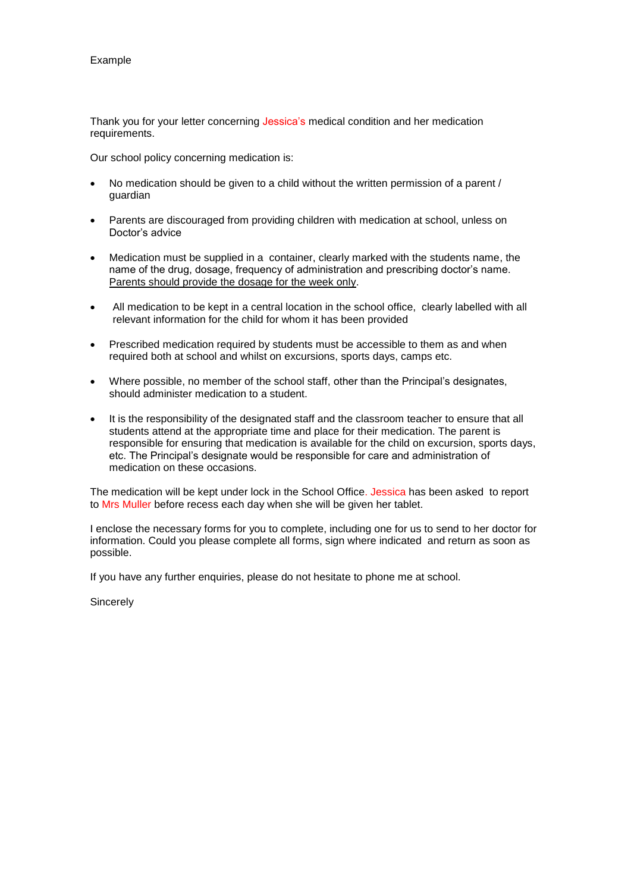Example

Thank you for your letter concerning Jessica's medical condition and her medication requirements.

Our school policy concerning medication is:

- No medication should be given to a child without the written permission of a parent / guardian

- Parents are discouraged from providing children with medication at school, unless on Doctor's advice

- Medication must be supplied in a container, clearly marked with the students name, the name of the drug, dosage, frequency of administration and prescribing doctor's name. <u>Parents should provide the dosage for the week only</u>.

- All medication to be kept in a central location in the school office, clearly labelled with all relevant information for the child for whom it has been provided

- Prescribed medication required by students must be accessible to them as and when required both at school and whilst on excursions, sports days, camps etc.

- Where possible, no member of the school staff, other than the Principal's designates, should administer medication to a student.

- It is the responsibility of the designated staff and the classroom teacher to ensure that all students attend at the appropriate time and place for their medication. The parent is responsible for ensuring that medication is available for the child on excursion, sports days, etc. The Principal's designate would be responsible for care and administration of medication on these occasions.

The medication will be kept under lock in the School Office. Jessica has been asked to report to Mrs Muller before recess each day when she will be given her tablet.

I enclose the necessary forms for you to complete, including one for us to send to her doctor for information. Could you please complete all forms, sign where indicated and return as soon as possible.

If you have any further enquiries, please do not hesitate to phone me at school.

Sincerely